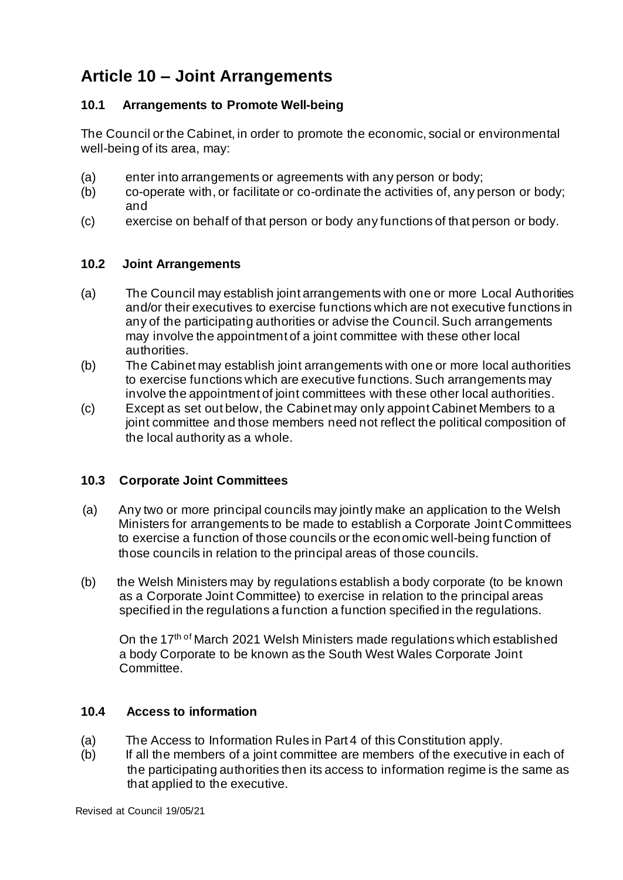# Article 10 – Joint Arrangements

### 10.1 Arrangements to Promote Well-being

The Council or the Cabinet, in order to promote the economic, social or environmental well-being of its area, may:

(a) enter into arrangements or agreements with any person or body;
(b) co-operate with, or facilitate or co-ordinate the activities of, any person or body; and
(c) exercise on behalf of that person or body any functions of that person or body.

### 10.2 Joint Arrangements

(a) The Council may establish joint arrangements with one or more Local Authorities and/or their executives to exercise functions which are not executive functions in any of the participating authorities or advise the Council. Such arrangements may involve the appointment of a joint committee with these other local authorities.
(b) The Cabinet may establish joint arrangements with one or more local authorities to exercise functions which are executive functions. Such arrangements may involve the appointment of joint committees with these other local authorities.
(c) Except as set out below, the Cabinet may only appoint Cabinet Members to a joint committee and those members need not reflect the political composition of the local authority as a whole.

### 10.3 Corporate Joint Committees

(a) Any two or more principal councils may jointly make an application to the Welsh Ministers for arrangements to be made to establish a Corporate Joint Committees to exercise a function of those councils or the economic well-being function of those councils in relation to the principal areas of those councils.

(b) the Welsh Ministers may by regulations establish a body corporate (to be known as a Corporate Joint Committee) to exercise in relation to the principal areas specified in the regulations a function a function specified in the regulations.

On the 17th of March 2021 Welsh Ministers made regulations which established a body Corporate to be known as the South West Wales Corporate Joint Committee.

### 10.4 Access to information

(a) The Access to Information Rules in Part 4 of this Constitution apply.
(b) If all the members of a joint committee are members of the executive in each of the participating authorities then its access to information regime is the same as that applied to the executive.

Revised at Council 19/05/21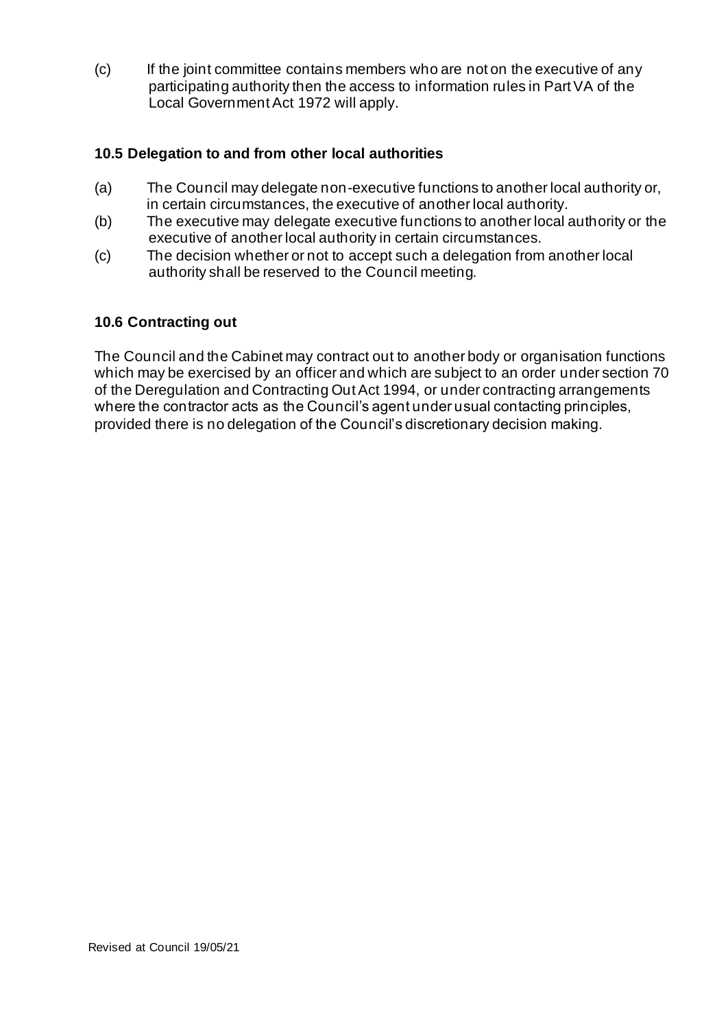(c) If the joint committee contains members who are not on the executive of any participating authority then the access to information rules in Part VA of the Local Government Act 1972 will apply.

### 10.5 Delegation to and from other local authorities

(a) The Council may delegate non-executive functions to another local authority or, in certain circumstances, the executive of another local authority.

(b) The executive may delegate executive functions to another local authority or the executive of another local authority in certain circumstances.

(c) The decision whether or not to accept such a delegation from another local authority shall be reserved to the Council meeting.

### 10.6 Contracting out

The Council and the Cabinet may contract out to another body or organisation functions which may be exercised by an officer and which are subject to an order under section 70 of the Deregulation and Contracting Out Act 1994, or under contracting arrangements where the contractor acts as the Council's agent under usual contacting principles, provided there is no delegation of the Council's discretionary decision making.

Revised at Council 19/05/21